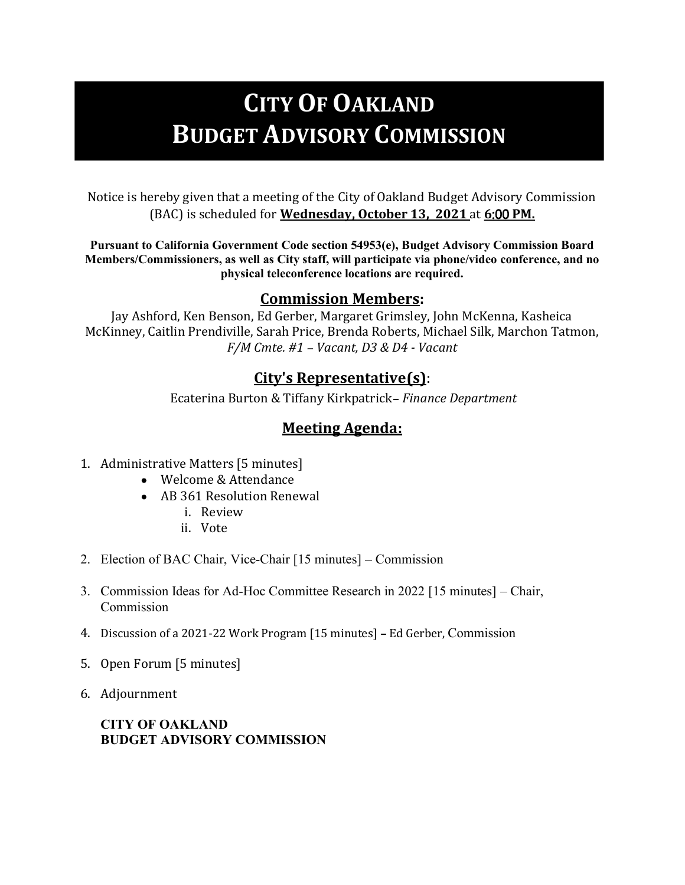# CITY OF OAKLAND
# BUDGET ADVISORY COMMISSION

Notice is hereby given that a meeting of the City of Oakland Budget Advisory Commission (BAC) is scheduled for **Wednesday, October 13, 2021** at **6:00 PM.**

**Pursuant to California Government Code section 54953(e), Budget Advisory Commission Board Members/Commissioners, as well as City staff, will participate via phone/video conference, and no physical teleconference locations are required.**

## Commission Members:

Jay Ashford, Ken Benson, Ed Gerber, Margaret Grimsley, John McKenna, Kasheica McKinney, Caitlin Prendiville, Sarah Price, Brenda Roberts, Michael Silk, Marchon Tatmon, *F/M Cmte. #1 – Vacant, D3 & D4 - Vacant*

## City's Representative(s):

Ecaterina Burton & Tiffany Kirkpatrick– *Finance Department*

## Meeting Agenda:

1. Administrative Matters [5 minutes]
    - Welcome & Attendance
    - AB 361 Resolution Renewal
        i. Review
        ii. Vote
2. Election of BAC Chair, Vice-Chair [15 minutes] – Commission
3. Commission Ideas for Ad-Hoc Committee Research in 2022 [15 minutes] – Chair, Commission
4. Discussion of a 2021-22 Work Program [15 minutes] – Ed Gerber, Commission
5. Open Forum [5 minutes]
6. Adjournment

**CITY OF OAKLAND**
**BUDGET ADVISORY COMMISSION**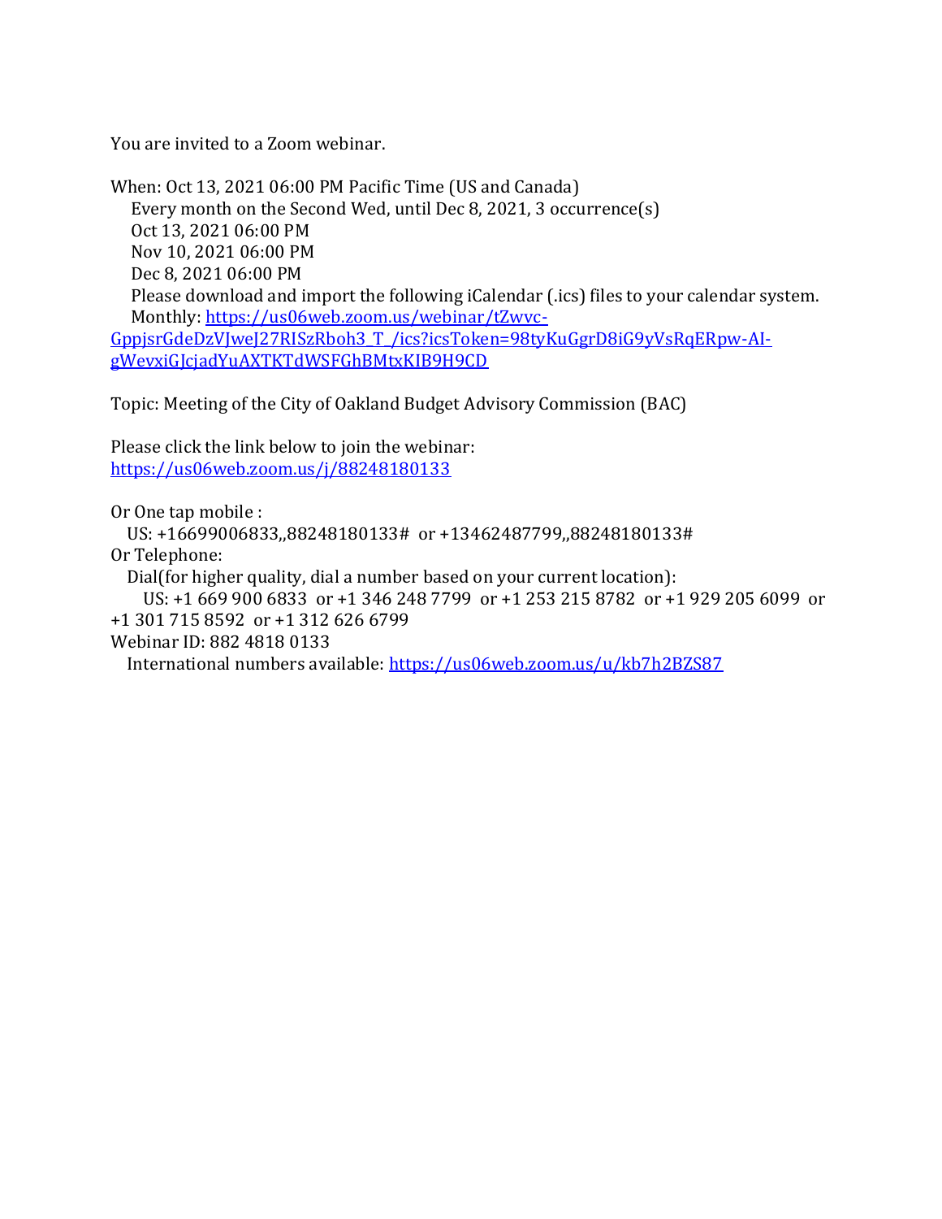You are invited to a Zoom webinar.

When: Oct 13, 2021 06:00 PM Pacific Time (US and Canada)
Every month on the Second Wed, until Dec 8, 2021, 3 occurrence(s)
Oct 13, 2021 06:00 PM
Nov 10, 2021 06:00 PM
Dec 8, 2021 06:00 PM
Please download and import the following iCalendar (.ics) files to your calendar system.
Monthly: https://us06web.zoom.us/webinar/tZwvc-GppjsrGdeDzVJweJ27RISzRboh3_T_/ics?icsToken=98tyKuGgrD8iG9yVsRqERpw-AI-gWevxiGJcjadYuAXTKTdWSFGhBMtxKIB9H9CD

Topic: Meeting of the City of Oakland Budget Advisory Commission (BAC)

Please click the link below to join the webinar:
https://us06web.zoom.us/j/88248180133

Or One tap mobile :
US: +16699006833,,88248180133# or +13462487799,,88248180133#
Or Telephone:
Dial(for higher quality, dial a number based on your current location):
US: +1 669 900 6833 or +1 346 248 7799 or +1 253 215 8782 or +1 929 205 6099 or +1 301 715 8592 or +1 312 626 6799
Webinar ID: 882 4818 0133
International numbers available: https://us06web.zoom.us/u/kb7h2BZS87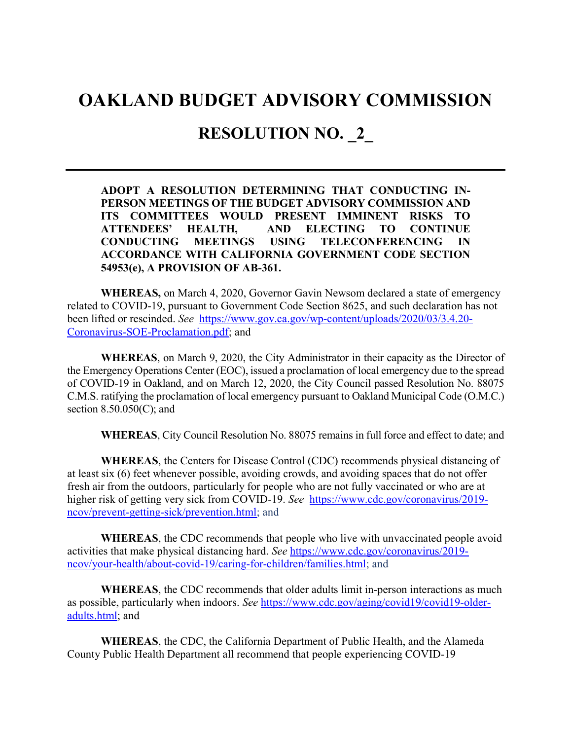# OAKLAND BUDGET ADVISORY COMMISSION

## RESOLUTION NO. _2_

---

**ADOPT A RESOLUTION DETERMINING THAT CONDUCTING IN-PERSON MEETINGS OF THE BUDGET ADVISORY COMMISSION AND ITS COMMITTEES WOULD PRESENT IMMINENT RISKS TO ATTENDEES' HEALTH, AND ELECTING TO CONTINUE CONDUCTING MEETINGS USING TELECONFERENCING IN ACCORDANCE WITH CALIFORNIA GOVERNMENT CODE SECTION 54953(e), A PROVISION OF AB-361.**

**WHEREAS,** on March 4, 2020, Governor Gavin Newsom declared a state of emergency related to COVID-19, pursuant to Government Code Section 8625, and such declaration has not been lifted or rescinded. *See* https://www.gov.ca.gov/wp-content/uploads/2020/03/3.4.20-Coronavirus-SOE-Proclamation.pdf; and

**WHEREAS**, on March 9, 2020, the City Administrator in their capacity as the Director of the Emergency Operations Center (EOC), issued a proclamation of local emergency due to the spread of COVID-19 in Oakland, and on March 12, 2020, the City Council passed Resolution No. 88075 C.M.S. ratifying the proclamation of local emergency pursuant to Oakland Municipal Code (O.M.C.) section 8.50.050(C); and

**WHEREAS**, City Council Resolution No. 88075 remains in full force and effect to date; and

**WHEREAS**, the Centers for Disease Control (CDC) recommends physical distancing of at least six (6) feet whenever possible, avoiding crowds, and avoiding spaces that do not offer fresh air from the outdoors, particularly for people who are not fully vaccinated or who are at higher risk of getting very sick from COVID-19. *See* https://www.cdc.gov/coronavirus/2019-ncov/prevent-getting-sick/prevention.html; and

**WHEREAS**, the CDC recommends that people who live with unvaccinated people avoid activities that make physical distancing hard. *See* https://www.cdc.gov/coronavirus/2019-ncov/your-health/about-covid-19/caring-for-children/families.html; and

**WHEREAS**, the CDC recommends that older adults limit in-person interactions as much as possible, particularly when indoors. *See* https://www.cdc.gov/aging/covid19/covid19-older-adults.html; and

**WHEREAS**, the CDC, the California Department of Public Health, and the Alameda County Public Health Department all recommend that people experiencing COVID-19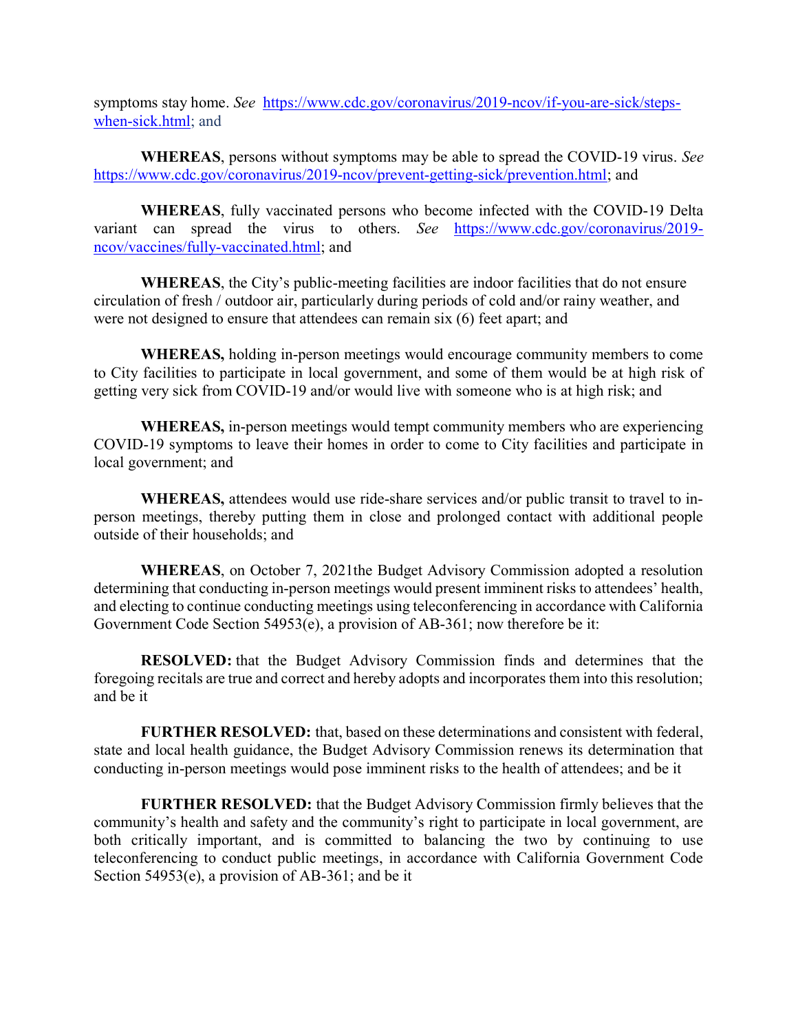symptoms stay home. *See* https://www.cdc.gov/coronavirus/2019-ncov/if-you-are-sick/steps-when-sick.html; and

**WHEREAS**, persons without symptoms may be able to spread the COVID-19 virus. *See* https://www.cdc.gov/coronavirus/2019-ncov/prevent-getting-sick/prevention.html; and

**WHEREAS**, fully vaccinated persons who become infected with the COVID-19 Delta variant can spread the virus to others. *See* https://www.cdc.gov/coronavirus/2019-ncov/vaccines/fully-vaccinated.html; and

**WHEREAS**, the City's public-meeting facilities are indoor facilities that do not ensure circulation of fresh / outdoor air, particularly during periods of cold and/or rainy weather, and were not designed to ensure that attendees can remain six (6) feet apart; and

**WHEREAS,** holding in-person meetings would encourage community members to come to City facilities to participate in local government, and some of them would be at high risk of getting very sick from COVID-19 and/or would live with someone who is at high risk; and

**WHEREAS,** in-person meetings would tempt community members who are experiencing COVID-19 symptoms to leave their homes in order to come to City facilities and participate in local government; and

**WHEREAS,** attendees would use ride-share services and/or public transit to travel to in-person meetings, thereby putting them in close and prolonged contact with additional people outside of their households; and

**WHEREAS**, on October 7, 2021the Budget Advisory Commission adopted a resolution determining that conducting in-person meetings would present imminent risks to attendees' health, and electing to continue conducting meetings using teleconferencing in accordance with California Government Code Section 54953(e), a provision of AB-361; now therefore be it:

**RESOLVED:** that the Budget Advisory Commission finds and determines that the foregoing recitals are true and correct and hereby adopts and incorporates them into this resolution; and be it

**FURTHER RESOLVED:** that, based on these determinations and consistent with federal, state and local health guidance, the Budget Advisory Commission renews its determination that conducting in-person meetings would pose imminent risks to the health of attendees; and be it

**FURTHER RESOLVED:** that the Budget Advisory Commission firmly believes that the community's health and safety and the community's right to participate in local government, are both critically important, and is committed to balancing the two by continuing to use teleconferencing to conduct public meetings, in accordance with California Government Code Section 54953(e), a provision of AB-361; and be it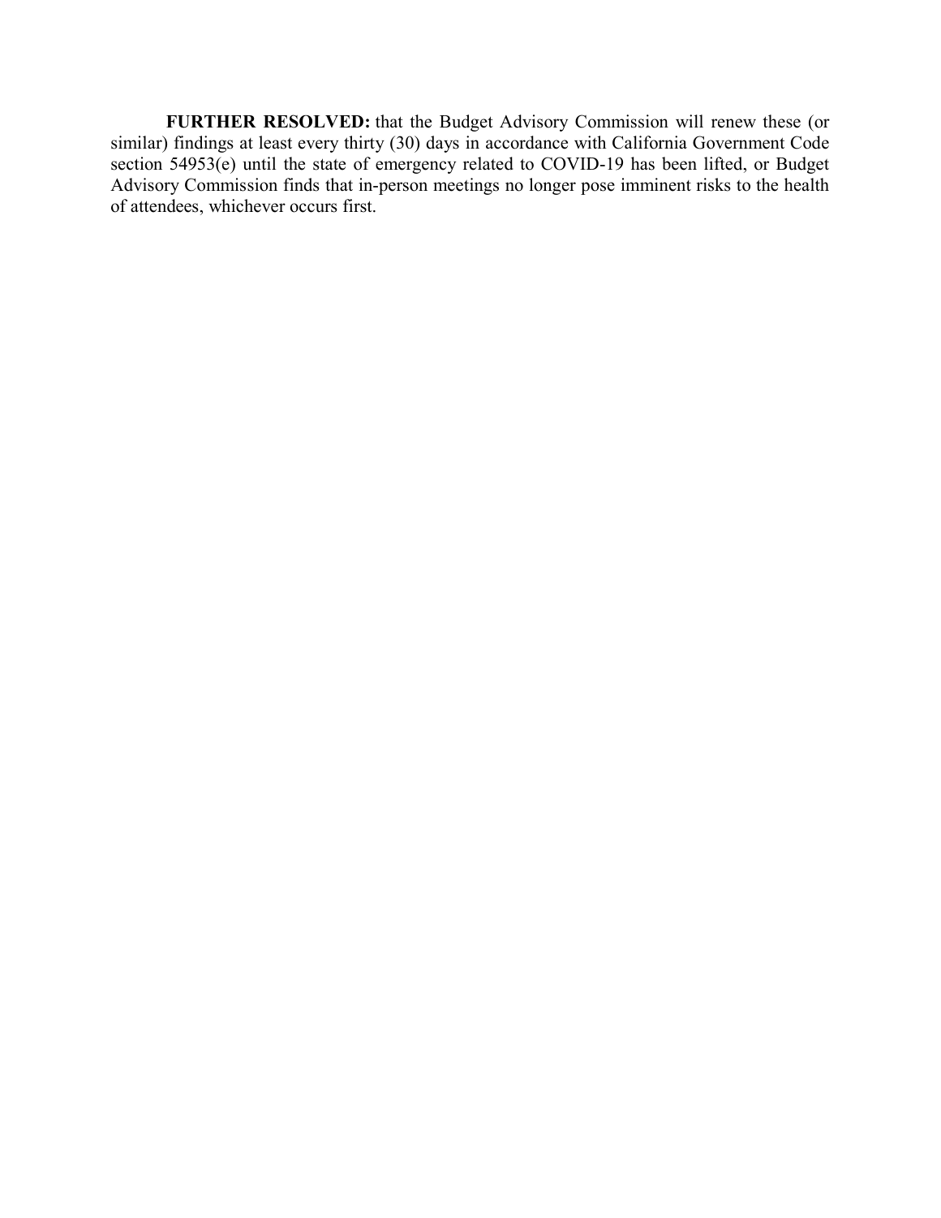**FURTHER RESOLVED:** that the Budget Advisory Commission will renew these (or similar) findings at least every thirty (30) days in accordance with California Government Code section 54953(e) until the state of emergency related to COVID-19 has been lifted, or Budget Advisory Commission finds that in-person meetings no longer pose imminent risks to the health of attendees, whichever occurs first.